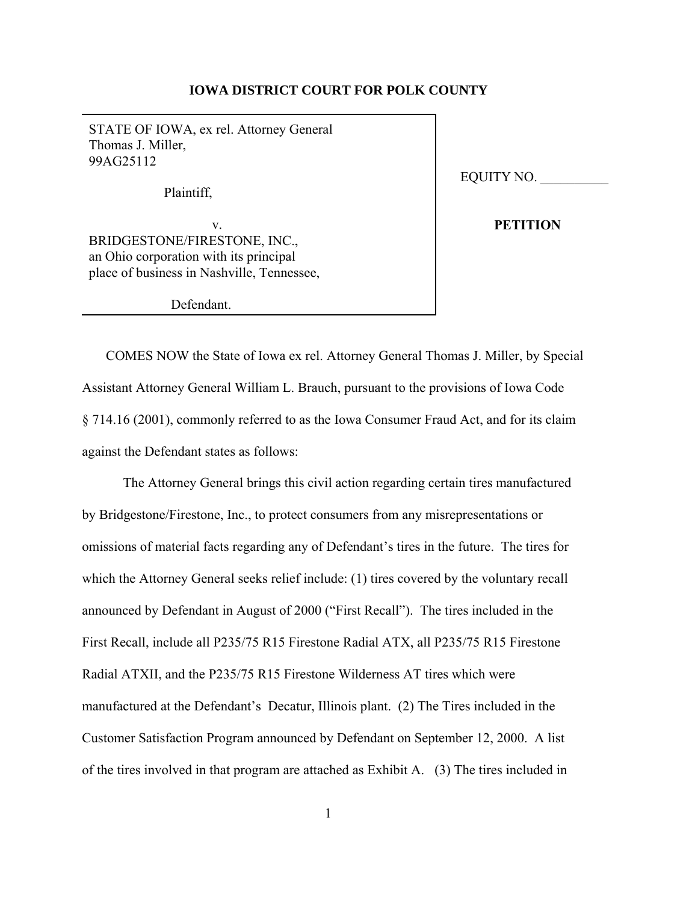**IOWA DISTRICT COURT FOR POLK COUNTY**

| | |
|---|---|
| STATE OF IOWA, ex rel. Attorney General Thomas J. Miller, 99AG25112<br><br>Plaintiff,<br><br>v.<br>BRIDGESTONE/FIRESTONE, INC., an Ohio corporation with its principal place of business in Nashville, Tennessee,<br><br>Defendant. | EQUITY NO. __________<br><br>**PETITION** |

COMES NOW the State of Iowa ex rel. Attorney General Thomas J. Miller, by Special Assistant Attorney General William L. Brauch, pursuant to the provisions of Iowa Code § 714.16 (2001), commonly referred to as the Iowa Consumer Fraud Act, and for its claim against the Defendant states as follows:

The Attorney General brings this civil action regarding certain tires manufactured by Bridgestone/Firestone, Inc., to protect consumers from any misrepresentations or omissions of material facts regarding any of Defendant's tires in the future. The tires for which the Attorney General seeks relief include: (1) tires covered by the voluntary recall announced by Defendant in August of 2000 ("First Recall"). The tires included in the First Recall, include all P235/75 R15 Firestone Radial ATX, all P235/75 R15 Firestone Radial ATXII, and the P235/75 R15 Firestone Wilderness AT tires which were manufactured at the Defendant's Decatur, Illinois plant. (2) The Tires included in the Customer Satisfaction Program announced by Defendant on September 12, 2000. A list of the tires involved in that program are attached as Exhibit A. (3) The tires included in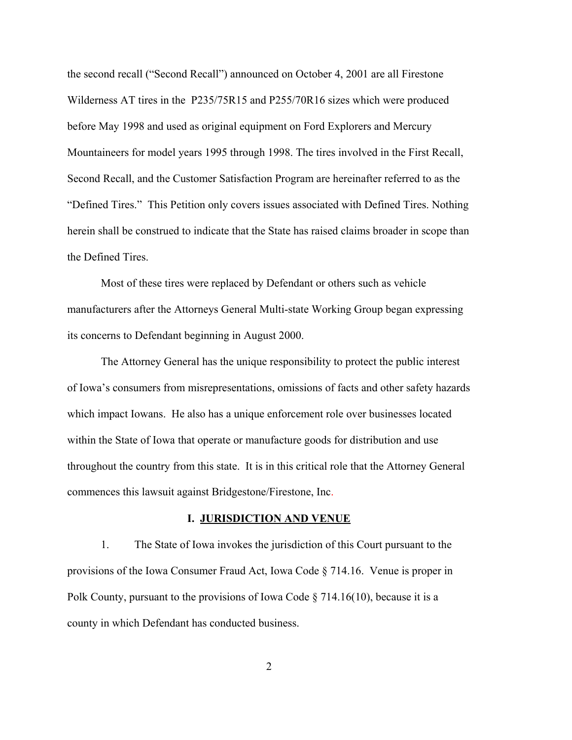the second recall ("Second Recall") announced on October 4, 2001 are all Firestone Wilderness AT tires in the P235/75R15 and P255/70R16 sizes which were produced before May 1998 and used as original equipment on Ford Explorers and Mercury Mountaineers for model years 1995 through 1998. The tires involved in the First Recall, Second Recall, and the Customer Satisfaction Program are hereinafter referred to as the "Defined Tires." This Petition only covers issues associated with Defined Tires. Nothing herein shall be construed to indicate that the State has raised claims broader in scope than the Defined Tires.

Most of these tires were replaced by Defendant or others such as vehicle manufacturers after the Attorneys General Multi-state Working Group began expressing its concerns to Defendant beginning in August 2000.

The Attorney General has the unique responsibility to protect the public interest of Iowa's consumers from misrepresentations, omissions of facts and other safety hazards which impact Iowans. He also has a unique enforcement role over businesses located within the State of Iowa that operate or manufacture goods for distribution and use throughout the country from this state. It is in this critical role that the Attorney General commences this lawsuit against Bridgestone/Firestone, Inc.

## I. JURISDICTION AND VENUE

1. The State of Iowa invokes the jurisdiction of this Court pursuant to the provisions of the Iowa Consumer Fraud Act, Iowa Code § 714.16. Venue is proper in Polk County, pursuant to the provisions of Iowa Code § 714.16(10), because it is a county in which Defendant has conducted business.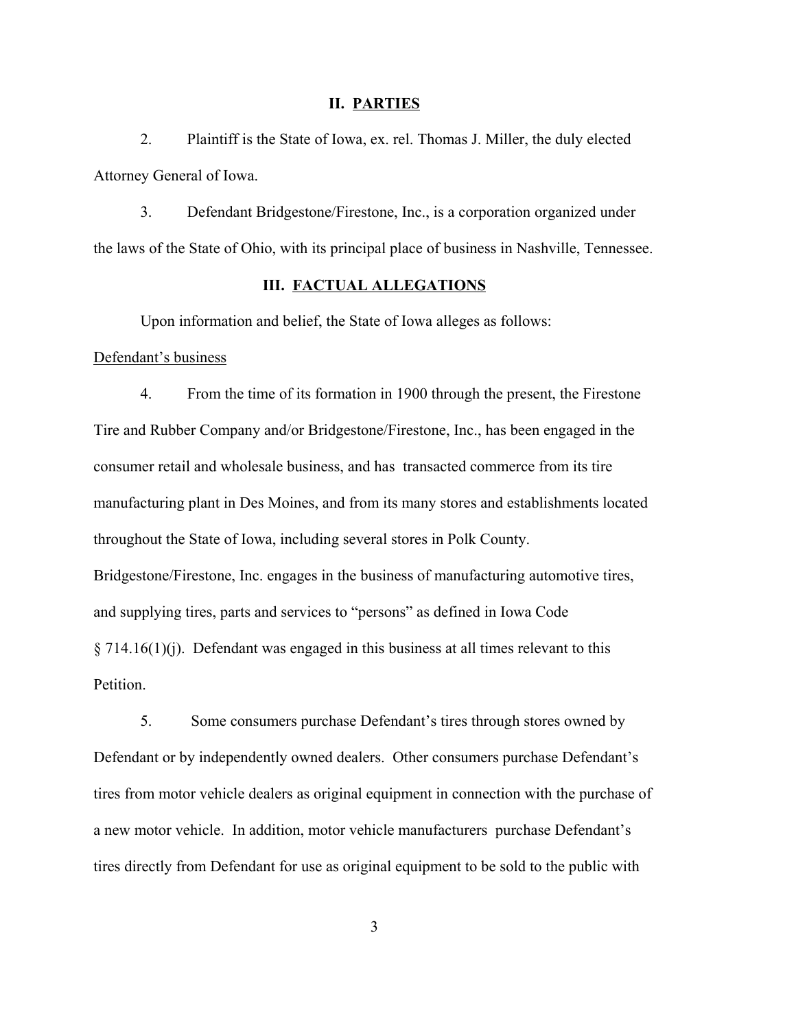## II. PARTIES

2. Plaintiff is the State of Iowa, ex. rel. Thomas J. Miller, the duly elected Attorney General of Iowa.

3. Defendant Bridgestone/Firestone, Inc., is a corporation organized under the laws of the State of Ohio, with its principal place of business in Nashville, Tennessee.

## III. FACTUAL ALLEGATIONS

Upon information and belief, the State of Iowa alleges as follows:

Defendant's business

4. From the time of its formation in 1900 through the present, the Firestone Tire and Rubber Company and/or Bridgestone/Firestone, Inc., has been engaged in the consumer retail and wholesale business, and has transacted commerce from its tire manufacturing plant in Des Moines, and from its many stores and establishments located throughout the State of Iowa, including several stores in Polk County. Bridgestone/Firestone, Inc. engages in the business of manufacturing automotive tires, and supplying tires, parts and services to "persons" as defined in Iowa Code § 714.16(1)(j). Defendant was engaged in this business at all times relevant to this Petition.

5. Some consumers purchase Defendant's tires through stores owned by Defendant or by independently owned dealers. Other consumers purchase Defendant's tires from motor vehicle dealers as original equipment in connection with the purchase of a new motor vehicle. In addition, motor vehicle manufacturers purchase Defendant's tires directly from Defendant for use as original equipment to be sold to the public with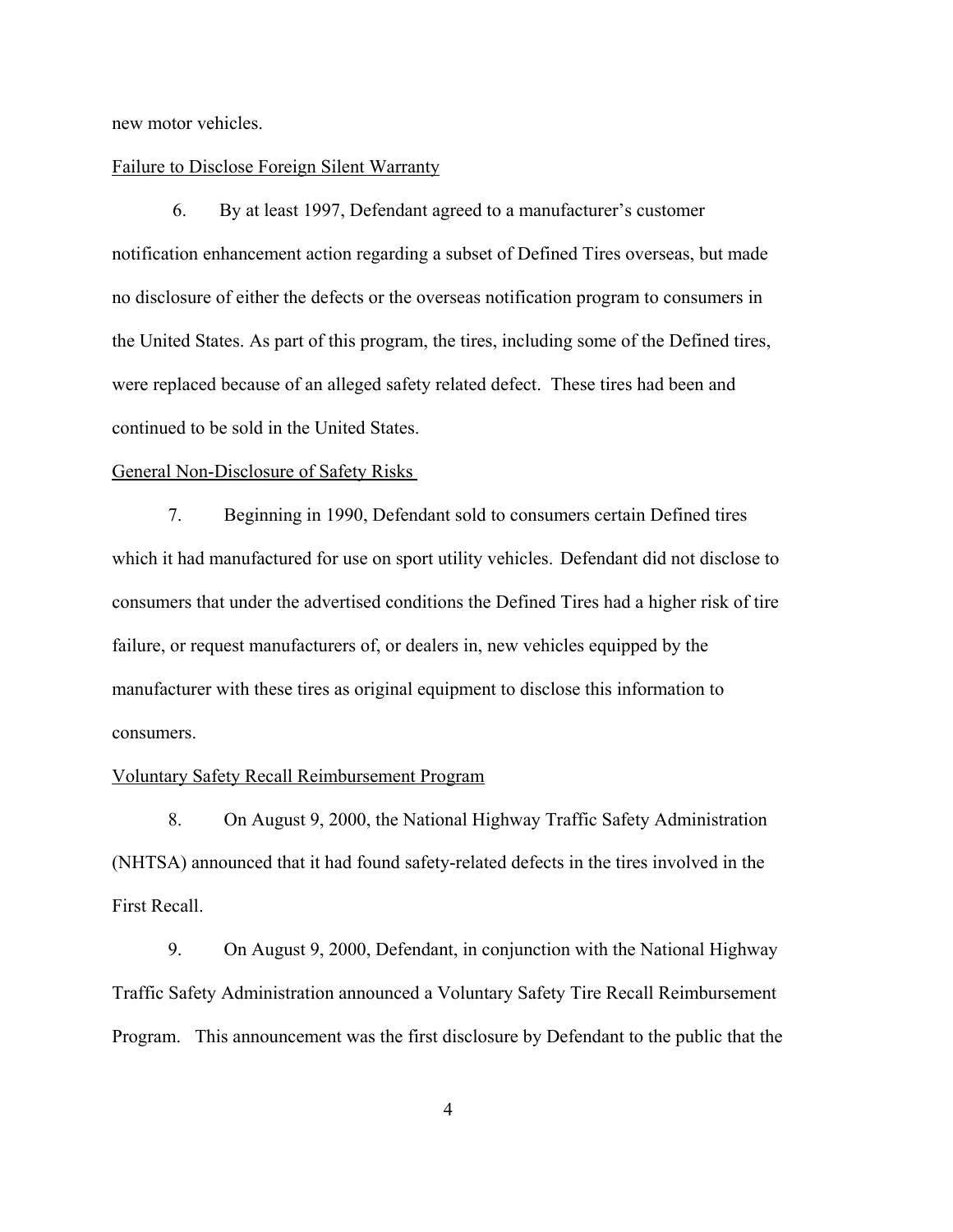new motor vehicles.

<u>Failure to Disclose Foreign Silent Warranty</u>

6. By at least 1997, Defendant agreed to a manufacturer's customer notification enhancement action regarding a subset of Defined Tires overseas, but made no disclosure of either the defects or the overseas notification program to consumers in the United States. As part of this program, the tires, including some of the Defined tires, were replaced because of an alleged safety related defect. These tires had been and continued to be sold in the United States.

<u>General Non-Disclosure of Safety Risks</u>

7. Beginning in 1990, Defendant sold to consumers certain Defined tires which it had manufactured for use on sport utility vehicles. Defendant did not disclose to consumers that under the advertised conditions the Defined Tires had a higher risk of tire failure, or request manufacturers of, or dealers in, new vehicles equipped by the manufacturer with these tires as original equipment to disclose this information to consumers.

<u>Voluntary Safety Recall Reimbursement Program</u>

8. On August 9, 2000, the National Highway Traffic Safety Administration (NHTSA) announced that it had found safety-related defects in the tires involved in the First Recall.

9. On August 9, 2000, Defendant, in conjunction with the National Highway Traffic Safety Administration announced a Voluntary Safety Tire Recall Reimbursement Program. This announcement was the first disclosure by Defendant to the public that the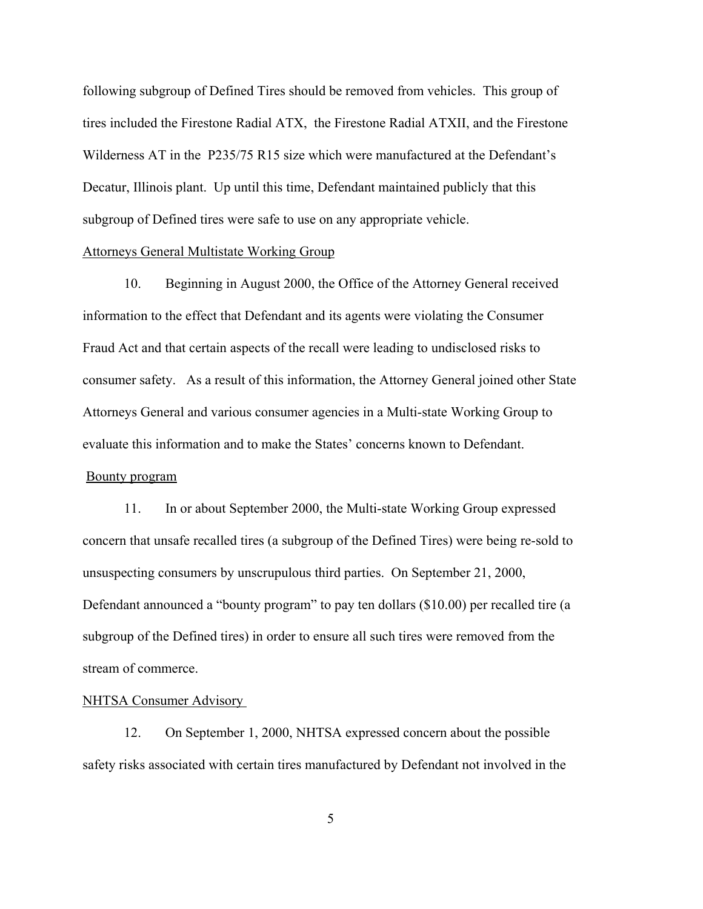following subgroup of Defined Tires should be removed from vehicles. This group of tires included the Firestone Radial ATX, the Firestone Radial ATXII, and the Firestone Wilderness AT in the P235/75 R15 size which were manufactured at the Defendant's Decatur, Illinois plant. Up until this time, Defendant maintained publicly that this subgroup of Defined tires were safe to use on any appropriate vehicle.

Attorneys General Multistate Working Group

10. Beginning in August 2000, the Office of the Attorney General received information to the effect that Defendant and its agents were violating the Consumer Fraud Act and that certain aspects of the recall were leading to undisclosed risks to consumer safety. As a result of this information, the Attorney General joined other State Attorneys General and various consumer agencies in a Multi-state Working Group to evaluate this information and to make the States' concerns known to Defendant.

Bounty program

11. In or about September 2000, the Multi-state Working Group expressed concern that unsafe recalled tires (a subgroup of the Defined Tires) were being re-sold to unsuspecting consumers by unscrupulous third parties. On September 21, 2000, Defendant announced a "bounty program" to pay ten dollars ($10.00) per recalled tire (a subgroup of the Defined tires) in order to ensure all such tires were removed from the stream of commerce.

NHTSA Consumer Advisory

12. On September 1, 2000, NHTSA expressed concern about the possible safety risks associated with certain tires manufactured by Defendant not involved in the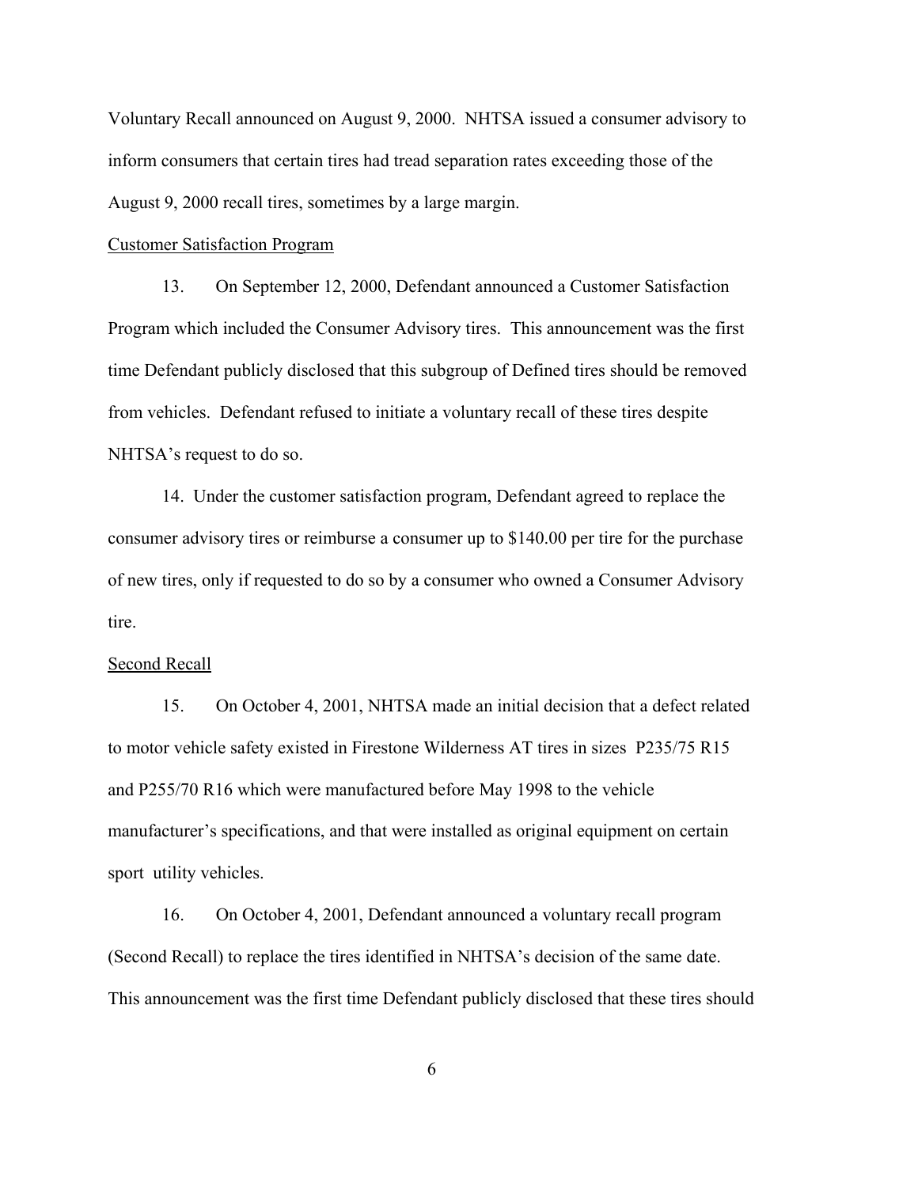Voluntary Recall announced on August 9, 2000. NHTSA issued a consumer advisory to inform consumers that certain tires had tread separation rates exceeding those of the August 9, 2000 recall tires, sometimes by a large margin.

Customer Satisfaction Program

13. On September 12, 2000, Defendant announced a Customer Satisfaction Program which included the Consumer Advisory tires. This announcement was the first time Defendant publicly disclosed that this subgroup of Defined tires should be removed from vehicles. Defendant refused to initiate a voluntary recall of these tires despite NHTSA's request to do so.

14. Under the customer satisfaction program, Defendant agreed to replace the consumer advisory tires or reimburse a consumer up to $140.00 per tire for the purchase of new tires, only if requested to do so by a consumer who owned a Consumer Advisory tire.

Second Recall

15. On October 4, 2001, NHTSA made an initial decision that a defect related to motor vehicle safety existed in Firestone Wilderness AT tires in sizes P235/75 R15 and P255/70 R16 which were manufactured before May 1998 to the vehicle manufacturer's specifications, and that were installed as original equipment on certain sport utility vehicles.

16. On October 4, 2001, Defendant announced a voluntary recall program (Second Recall) to replace the tires identified in NHTSA's decision of the same date. This announcement was the first time Defendant publicly disclosed that these tires should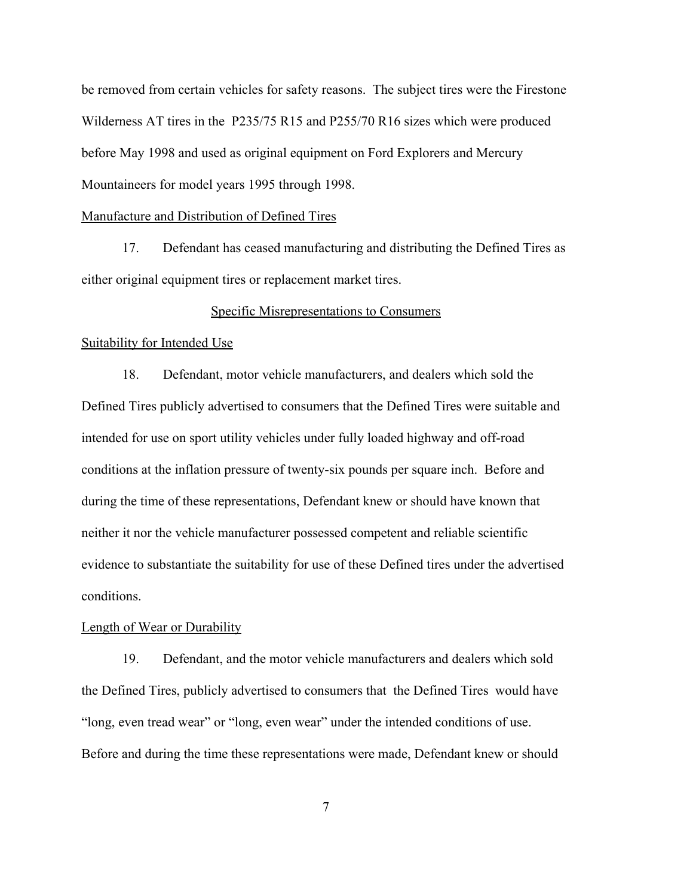be removed from certain vehicles for safety reasons. The subject tires were the Firestone Wilderness AT tires in the P235/75 R15 and P255/70 R16 sizes which were produced before May 1998 and used as original equipment on Ford Explorers and Mercury Mountaineers for model years 1995 through 1998.

Manufacture and Distribution of Defined Tires

17. Defendant has ceased manufacturing and distributing the Defined Tires as either original equipment tires or replacement market tires.

Specific Misrepresentations to Consumers

Suitability for Intended Use

18. Defendant, motor vehicle manufacturers, and dealers which sold the Defined Tires publicly advertised to consumers that the Defined Tires were suitable and intended for use on sport utility vehicles under fully loaded highway and off-road conditions at the inflation pressure of twenty-six pounds per square inch. Before and during the time of these representations, Defendant knew or should have known that neither it nor the vehicle manufacturer possessed competent and reliable scientific evidence to substantiate the suitability for use of these Defined tires under the advertised conditions.

Length of Wear or Durability

19. Defendant, and the motor vehicle manufacturers and dealers which sold the Defined Tires, publicly advertised to consumers that the Defined Tires would have "long, even tread wear" or "long, even wear" under the intended conditions of use. Before and during the time these representations were made, Defendant knew or should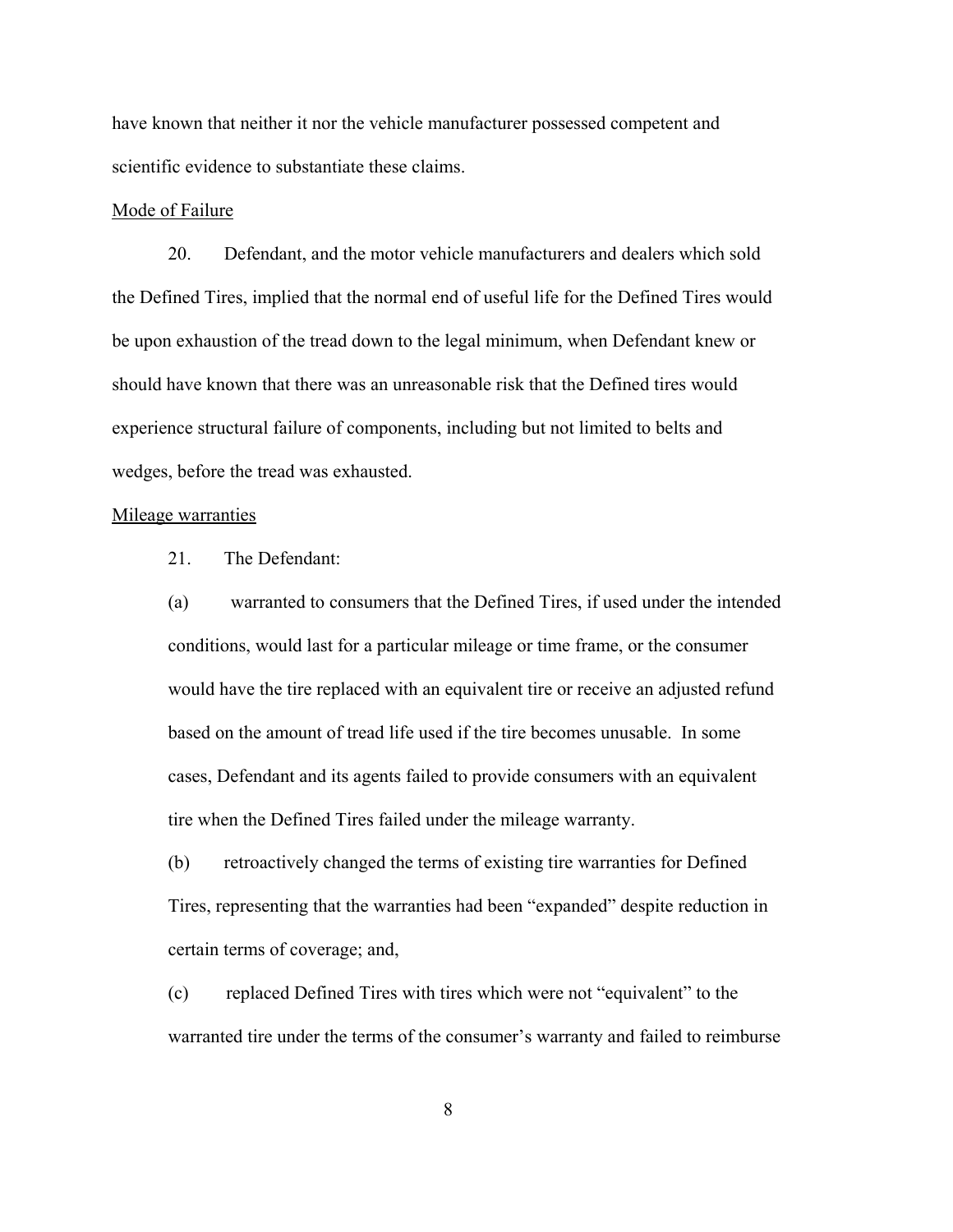have known that neither it nor the vehicle manufacturer possessed competent and scientific evidence to substantiate these claims.

<u>Mode of Failure</u>

20. Defendant, and the motor vehicle manufacturers and dealers which sold the Defined Tires, implied that the normal end of useful life for the Defined Tires would be upon exhaustion of the tread down to the legal minimum, when Defendant knew or should have known that there was an unreasonable risk that the Defined tires would experience structural failure of components, including but not limited to belts and wedges, before the tread was exhausted.

<u>Mileage warranties</u>

21. The Defendant:

(a) warranted to consumers that the Defined Tires, if used under the intended conditions, would last for a particular mileage or time frame, or the consumer would have the tire replaced with an equivalent tire or receive an adjusted refund based on the amount of tread life used if the tire becomes unusable. In some cases, Defendant and its agents failed to provide consumers with an equivalent tire when the Defined Tires failed under the mileage warranty.

(b) retroactively changed the terms of existing tire warranties for Defined Tires, representing that the warranties had been "expanded" despite reduction in certain terms of coverage; and,

(c) replaced Defined Tires with tires which were not "equivalent" to the warranted tire under the terms of the consumer's warranty and failed to reimburse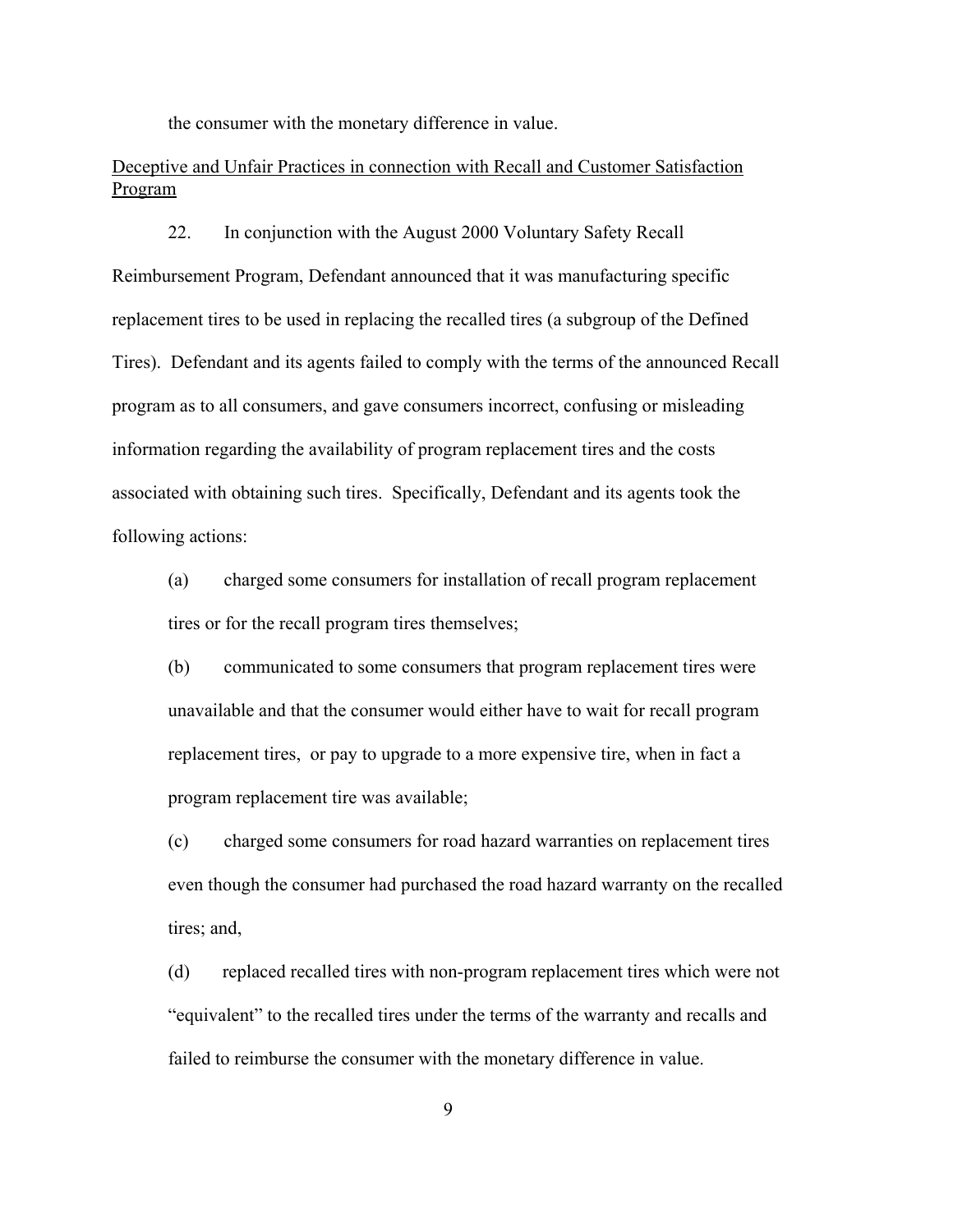the consumer with the monetary difference in value.

Deceptive and Unfair Practices in connection with Recall and Customer Satisfaction Program

22. In conjunction with the August 2000 Voluntary Safety Recall Reimbursement Program, Defendant announced that it was manufacturing specific replacement tires to be used in replacing the recalled tires (a subgroup of the Defined Tires). Defendant and its agents failed to comply with the terms of the announced Recall program as to all consumers, and gave consumers incorrect, confusing or misleading information regarding the availability of program replacement tires and the costs associated with obtaining such tires. Specifically, Defendant and its agents took the following actions:

(a) charged some consumers for installation of recall program replacement tires or for the recall program tires themselves;

(b) communicated to some consumers that program replacement tires were unavailable and that the consumer would either have to wait for recall program replacement tires, or pay to upgrade to a more expensive tire, when in fact a program replacement tire was available;

(c) charged some consumers for road hazard warranties on replacement tires even though the consumer had purchased the road hazard warranty on the recalled tires; and,

(d) replaced recalled tires with non-program replacement tires which were not "equivalent" to the recalled tires under the terms of the warranty and recalls and failed to reimburse the consumer with the monetary difference in value.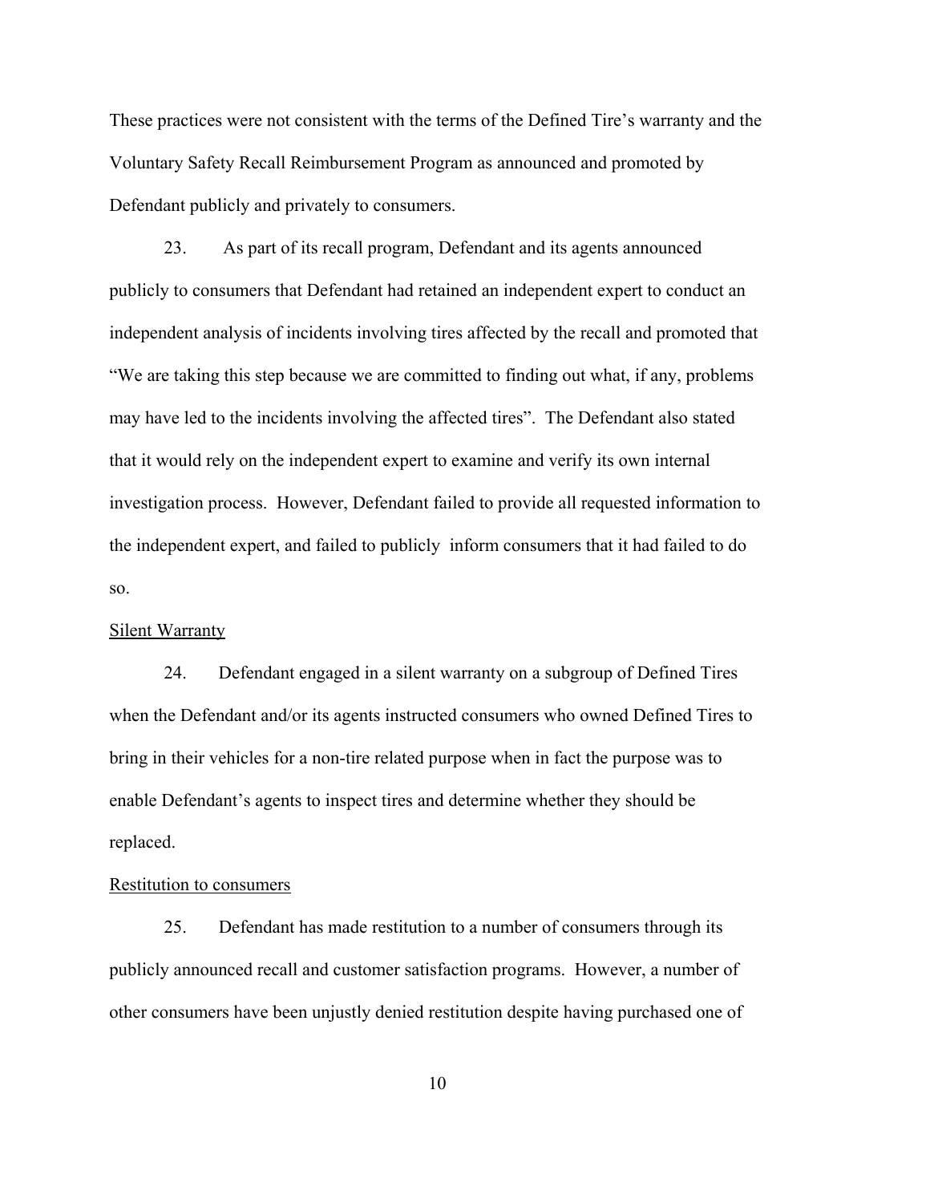These practices were not consistent with the terms of the Defined Tire's warranty and the Voluntary Safety Recall Reimbursement Program as announced and promoted by Defendant publicly and privately to consumers.

23. As part of its recall program, Defendant and its agents announced publicly to consumers that Defendant had retained an independent expert to conduct an independent analysis of incidents involving tires affected by the recall and promoted that "We are taking this step because we are committed to finding out what, if any, problems may have led to the incidents involving the affected tires". The Defendant also stated that it would rely on the independent expert to examine and verify its own internal investigation process. However, Defendant failed to provide all requested information to the independent expert, and failed to publicly inform consumers that it had failed to do so.

<u>Silent Warranty</u>

24. Defendant engaged in a silent warranty on a subgroup of Defined Tires when the Defendant and/or its agents instructed consumers who owned Defined Tires to bring in their vehicles for a non-tire related purpose when in fact the purpose was to enable Defendant's agents to inspect tires and determine whether they should be replaced.

<u>Restitution to consumers</u>

25. Defendant has made restitution to a number of consumers through its publicly announced recall and customer satisfaction programs. However, a number of other consumers have been unjustly denied restitution despite having purchased one of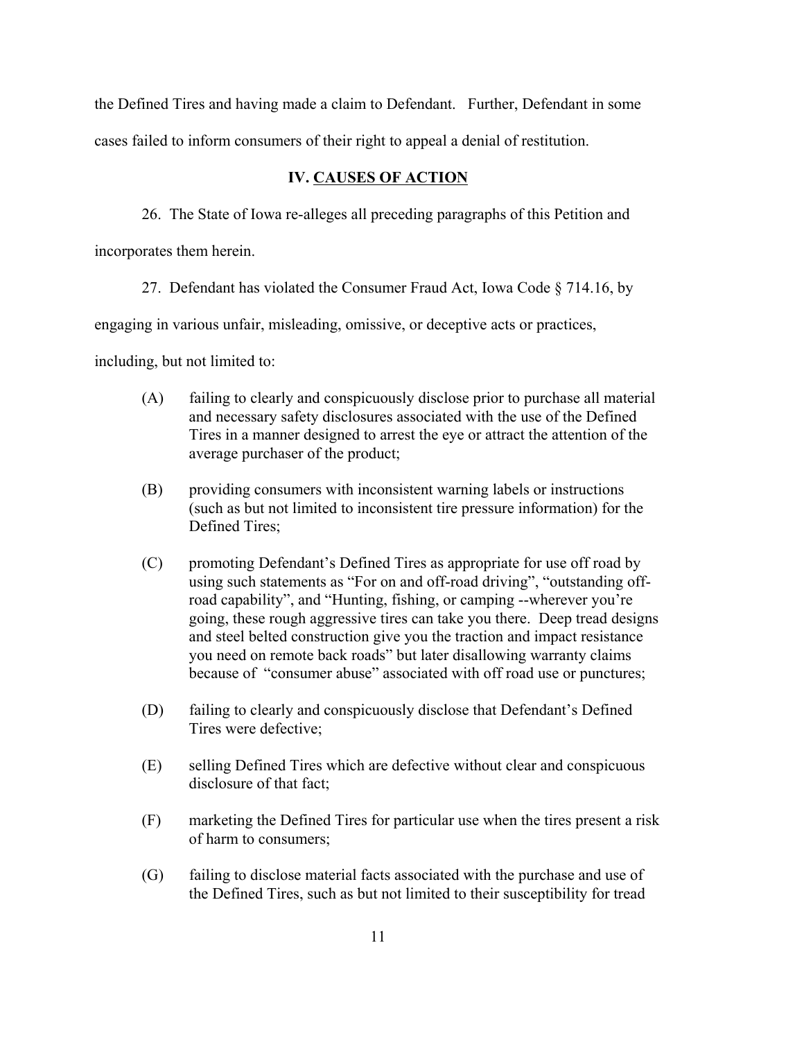the Defined Tires and having made a claim to Defendant. Further, Defendant in some cases failed to inform consumers of their right to appeal a denial of restitution.

## IV. CAUSES OF ACTION

26. The State of Iowa re-alleges all preceding paragraphs of this Petition and incorporates them herein.

27. Defendant has violated the Consumer Fraud Act, Iowa Code § 714.16, by engaging in various unfair, misleading, omissive, or deceptive acts or practices, including, but not limited to:

(A) failing to clearly and conspicuously disclose prior to purchase all material and necessary safety disclosures associated with the use of the Defined Tires in a manner designed to arrest the eye or attract the attention of the average purchaser of the product;

(B) providing consumers with inconsistent warning labels or instructions (such as but not limited to inconsistent tire pressure information) for the Defined Tires;

(C) promoting Defendant's Defined Tires as appropriate for use off road by using such statements as "For on and off-road driving", "outstanding off-road capability", and "Hunting, fishing, or camping --wherever you're going, these rough aggressive tires can take you there. Deep tread designs and steel belted construction give you the traction and impact resistance you need on remote back roads" but later disallowing warranty claims because of "consumer abuse" associated with off road use or punctures;

(D) failing to clearly and conspicuously disclose that Defendant's Defined Tires were defective;

(E) selling Defined Tires which are defective without clear and conspicuous disclosure of that fact;

(F) marketing the Defined Tires for particular use when the tires present a risk of harm to consumers;

(G) failing to disclose material facts associated with the purchase and use of the Defined Tires, such as but not limited to their susceptibility for tread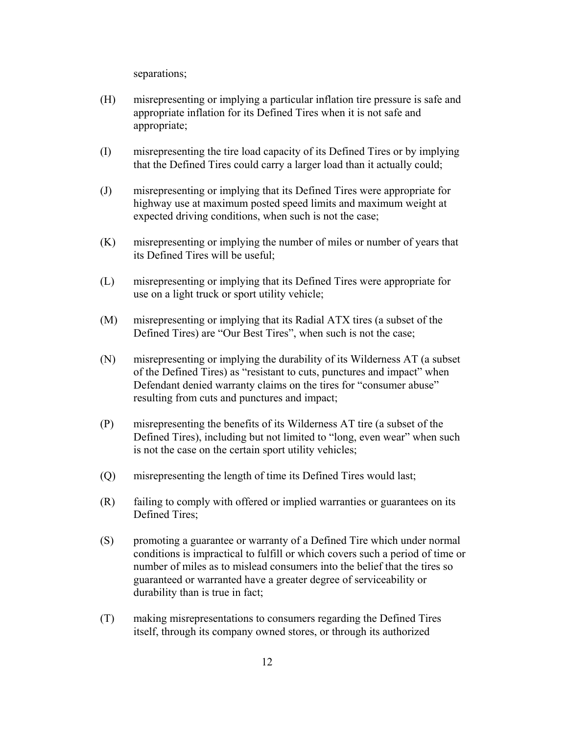separations;

(H) misrepresenting or implying a particular inflation tire pressure is safe and appropriate inflation for its Defined Tires when it is not safe and appropriate;

(I) misrepresenting the tire load capacity of its Defined Tires or by implying that the Defined Tires could carry a larger load than it actually could;

(J) misrepresenting or implying that its Defined Tires were appropriate for highway use at maximum posted speed limits and maximum weight at expected driving conditions, when such is not the case;

(K) misrepresenting or implying the number of miles or number of years that its Defined Tires will be useful;

(L) misrepresenting or implying that its Defined Tires were appropriate for use on a light truck or sport utility vehicle;

(M) misrepresenting or implying that its Radial ATX tires (a subset of the Defined Tires) are "Our Best Tires", when such is not the case;

(N) misrepresenting or implying the durability of its Wilderness AT (a subset of the Defined Tires) as "resistant to cuts, punctures and impact" when Defendant denied warranty claims on the tires for "consumer abuse" resulting from cuts and punctures and impact;

(P) misrepresenting the benefits of its Wilderness AT tire (a subset of the Defined Tires), including but not limited to "long, even wear" when such is not the case on the certain sport utility vehicles;

(Q) misrepresenting the length of time its Defined Tires would last;

(R) failing to comply with offered or implied warranties or guarantees on its Defined Tires;

(S) promoting a guarantee or warranty of a Defined Tire which under normal conditions is impractical to fulfill or which covers such a period of time or number of miles as to mislead consumers into the belief that the tires so guaranteed or warranted have a greater degree of serviceability or durability than is true in fact;

(T) making misrepresentations to consumers regarding the Defined Tires itself, through its company owned stores, or through its authorized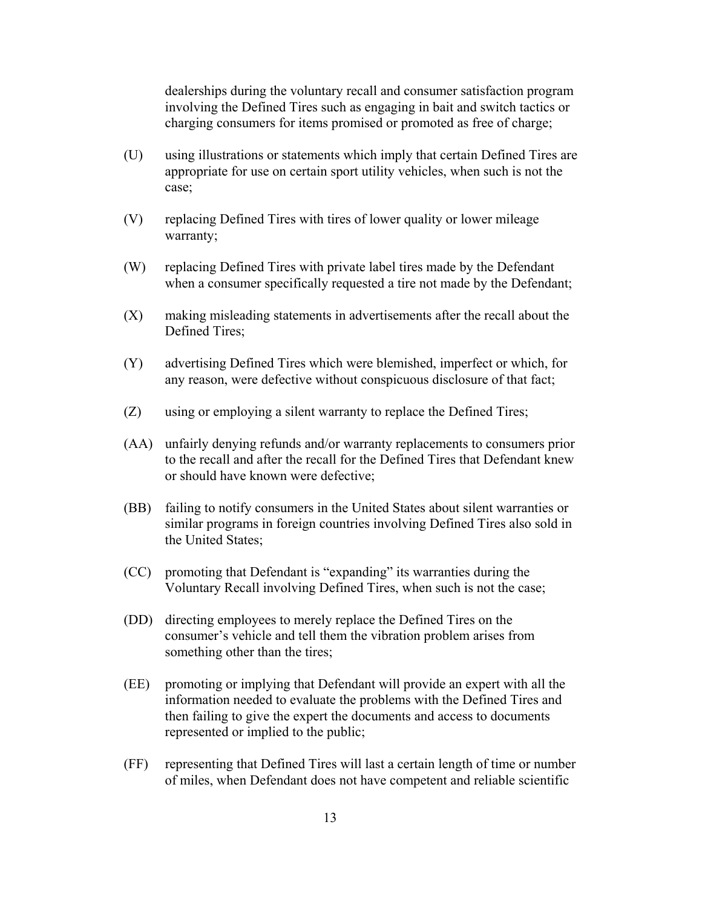dealerships during the voluntary recall and consumer satisfaction program involving the Defined Tires such as engaging in bait and switch tactics or charging consumers for items promised or promoted as free of charge;

(U) using illustrations or statements which imply that certain Defined Tires are appropriate for use on certain sport utility vehicles, when such is not the case;

(V) replacing Defined Tires with tires of lower quality or lower mileage warranty;

(W) replacing Defined Tires with private label tires made by the Defendant when a consumer specifically requested a tire not made by the Defendant;

(X) making misleading statements in advertisements after the recall about the Defined Tires;

(Y) advertising Defined Tires which were blemished, imperfect or which, for any reason, were defective without conspicuous disclosure of that fact;

(Z) using or employing a silent warranty to replace the Defined Tires;

(AA) unfairly denying refunds and/or warranty replacements to consumers prior to the recall and after the recall for the Defined Tires that Defendant knew or should have known were defective;

(BB) failing to notify consumers in the United States about silent warranties or similar programs in foreign countries involving Defined Tires also sold in the United States;

(CC) promoting that Defendant is "expanding" its warranties during the Voluntary Recall involving Defined Tires, when such is not the case;

(DD) directing employees to merely replace the Defined Tires on the consumer's vehicle and tell them the vibration problem arises from something other than the tires;

(EE) promoting or implying that Defendant will provide an expert with all the information needed to evaluate the problems with the Defined Tires and then failing to give the expert the documents and access to documents represented or implied to the public;

(FF) representing that Defined Tires will last a certain length of time or number of miles, when Defendant does not have competent and reliable scientific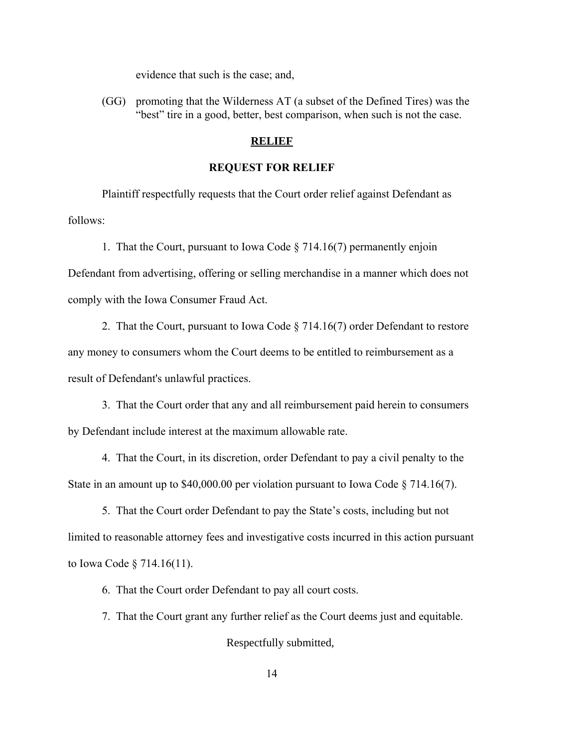evidence that such is the case; and,

(GG) promoting that the Wilderness AT (a subset of the Defined Tires) was the "best" tire in a good, better, best comparison, when such is not the case.

## RELIEF

## REQUEST FOR RELIEF

Plaintiff respectfully requests that the Court order relief against Defendant as follows:

1. That the Court, pursuant to Iowa Code § 714.16(7) permanently enjoin Defendant from advertising, offering or selling merchandise in a manner which does not comply with the Iowa Consumer Fraud Act.

2. That the Court, pursuant to Iowa Code § 714.16(7) order Defendant to restore any money to consumers whom the Court deems to be entitled to reimbursement as a result of Defendant's unlawful practices.

3. That the Court order that any and all reimbursement paid herein to consumers by Defendant include interest at the maximum allowable rate.

4. That the Court, in its discretion, order Defendant to pay a civil penalty to the State in an amount up to $40,000.00 per violation pursuant to Iowa Code § 714.16(7).

5. That the Court order Defendant to pay the State's costs, including but not limited to reasonable attorney fees and investigative costs incurred in this action pursuant to Iowa Code § 714.16(11).

6. That the Court order Defendant to pay all court costs.

7. That the Court grant any further relief as the Court deems just and equitable.

Respectfully submitted,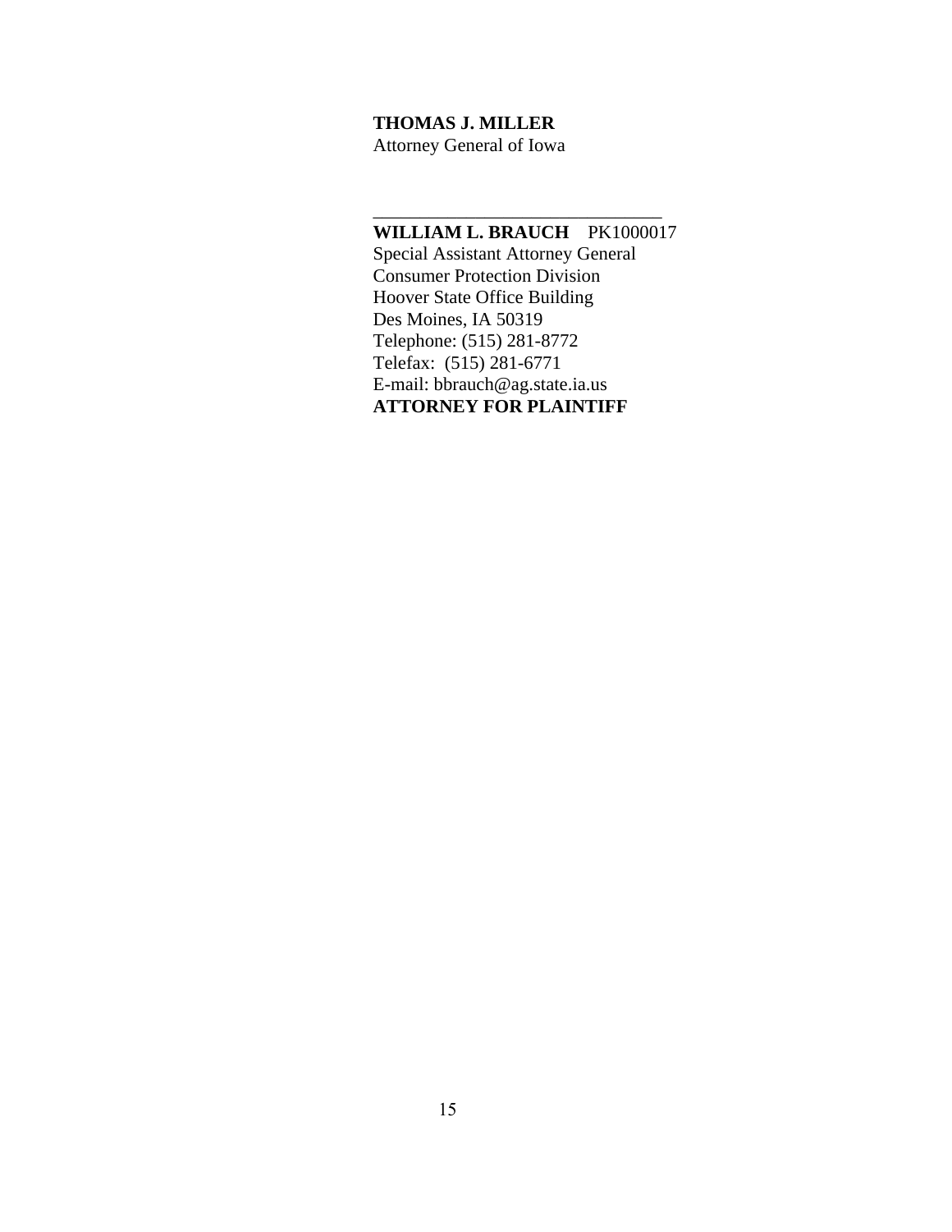**THOMAS J. MILLER**
Attorney General of Iowa

_______________________________
**WILLIAM L. BRAUCH** PK1000017
Special Assistant Attorney General
Consumer Protection Division
Hoover State Office Building
Des Moines, IA 50319
Telephone: (515) 281-8772
Telefax: (515) 281-6771
E-mail: bbrauch@ag.state.ia.us
**ATTORNEY FOR PLAINTIFF**